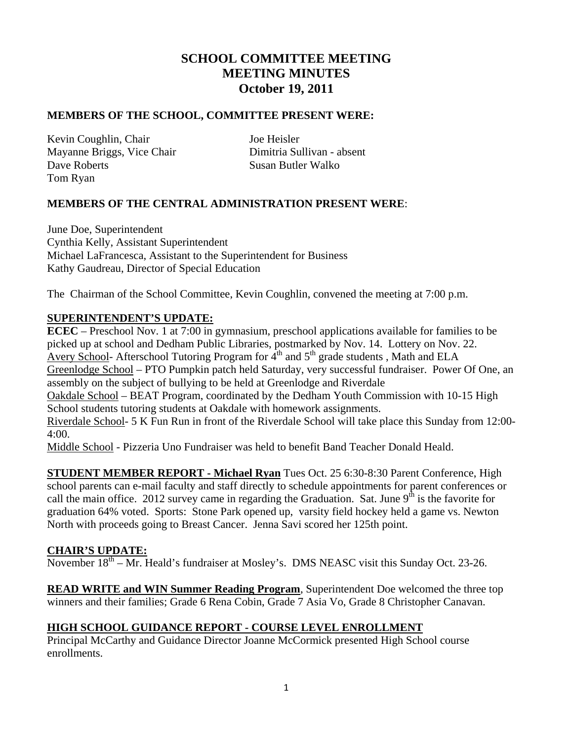# SCHOOL COMMITTEE MEETING
# MEETING MINUTES
# October 19, 2011

**MEMBERS OF THE SCHOOL, COMMITTEE PRESENT WERE:**

Kevin Coughlin, Chair
Mayanne Briggs, Vice Chair
Dave Roberts
Tom Ryan
Joe Heisler
Dimitria Sullivan - absent
Susan Butler Walko

**MEMBERS OF THE CENTRAL ADMINISTRATION PRESENT WERE**:

June Doe, Superintendent
Cynthia Kelly, Assistant Superintendent
Michael LaFrancesca, Assistant to the Superintendent for Business
Kathy Gaudreau, Director of Special Education

The Chairman of the School Committee, Kevin Coughlin, convened the meeting at 7:00 p.m.

**SUPERINTENDENT'S UPDATE:**

**ECEC** – Preschool Nov. 1 at 7:00 in gymnasium, preschool applications available for families to be picked up at school and Dedham Public Libraries, postmarked by Nov. 14. Lottery on Nov. 22.
Avery School- Afterschool Tutoring Program for 4th and 5th grade students , Math and ELA
Greenlodge School – PTO Pumpkin patch held Saturday, very successful fundraiser. Power Of One, an assembly on the subject of bullying to be held at Greenlodge and Riverdale
Oakdale School – BEAT Program, coordinated by the Dedham Youth Commission with 10-15 High School students tutoring students at Oakdale with homework assignments.
Riverdale School- 5 K Fun Run in front of the Riverdale School will take place this Sunday from 12:00-4:00.
Middle School - Pizzeria Uno Fundraiser was held to benefit Band Teacher Donald Heald.

**STUDENT MEMBER REPORT - Michael Ryan** Tues Oct. 25 6:30-8:30 Parent Conference, High school parents can e-mail faculty and staff directly to schedule appointments for parent conferences or call the main office. 2012 survey came in regarding the Graduation. Sat. June 9th is the favorite for graduation 64% voted. Sports: Stone Park opened up, varsity field hockey held a game vs. Newton North with proceeds going to Breast Cancer. Jenna Savi scored her 125th point.

**CHAIR'S UPDATE:**

November 18th – Mr. Heald's fundraiser at Mosley's. DMS NEASC visit this Sunday Oct. 23-26.

**READ WRITE and WIN Summer Reading Program**, Superintendent Doe welcomed the three top winners and their families; Grade 6 Rena Cobin, Grade 7 Asia Vo, Grade 8 Christopher Canavan.

**HIGH SCHOOL GUIDANCE REPORT - COURSE LEVEL ENROLLMENT**

Principal McCarthy and Guidance Director Joanne McCormick presented High School course enrollments.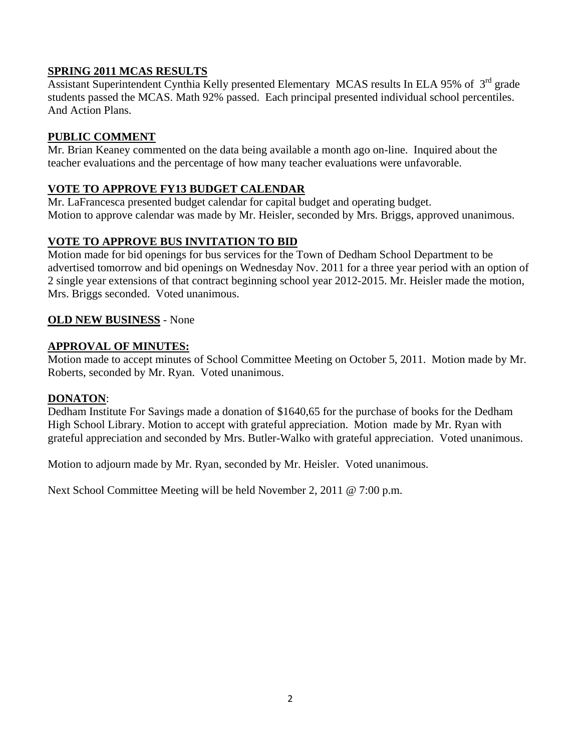## SPRING 2011 MCAS RESULTS

Assistant Superintendent Cynthia Kelly presented Elementary MCAS results In ELA 95% of 3rd grade students passed the MCAS. Math 92% passed. Each principal presented individual school percentiles. And Action Plans.

## PUBLIC COMMENT

Mr. Brian Keaney commented on the data being available a month ago on-line. Inquired about the teacher evaluations and the percentage of how many teacher evaluations were unfavorable.

## VOTE TO APPROVE FY13 BUDGET CALENDAR

Mr. LaFrancesca presented budget calendar for capital budget and operating budget. Motion to approve calendar was made by Mr. Heisler, seconded by Mrs. Briggs, approved unanimous.

## VOTE TO APPROVE BUS INVITATION TO BID

Motion made for bid openings for bus services for the Town of Dedham School Department to be advertised tomorrow and bid openings on Wednesday Nov. 2011 for a three year period with an option of 2 single year extensions of that contract beginning school year 2012-2015. Mr. Heisler made the motion, Mrs. Briggs seconded. Voted unanimous.

**OLD NEW BUSINESS** - None

## APPROVAL OF MINUTES:

Motion made to accept minutes of School Committee Meeting on October 5, 2011. Motion made by Mr. Roberts, seconded by Mr. Ryan. Voted unanimous.

## DONATON:

Dedham Institute For Savings made a donation of $1640,65 for the purchase of books for the Dedham High School Library. Motion to accept with grateful appreciation. Motion made by Mr. Ryan with grateful appreciation and seconded by Mrs. Butler-Walko with grateful appreciation. Voted unanimous.

Motion to adjourn made by Mr. Ryan, seconded by Mr. Heisler. Voted unanimous.

Next School Committee Meeting will be held November 2, 2011 @ 7:00 p.m.